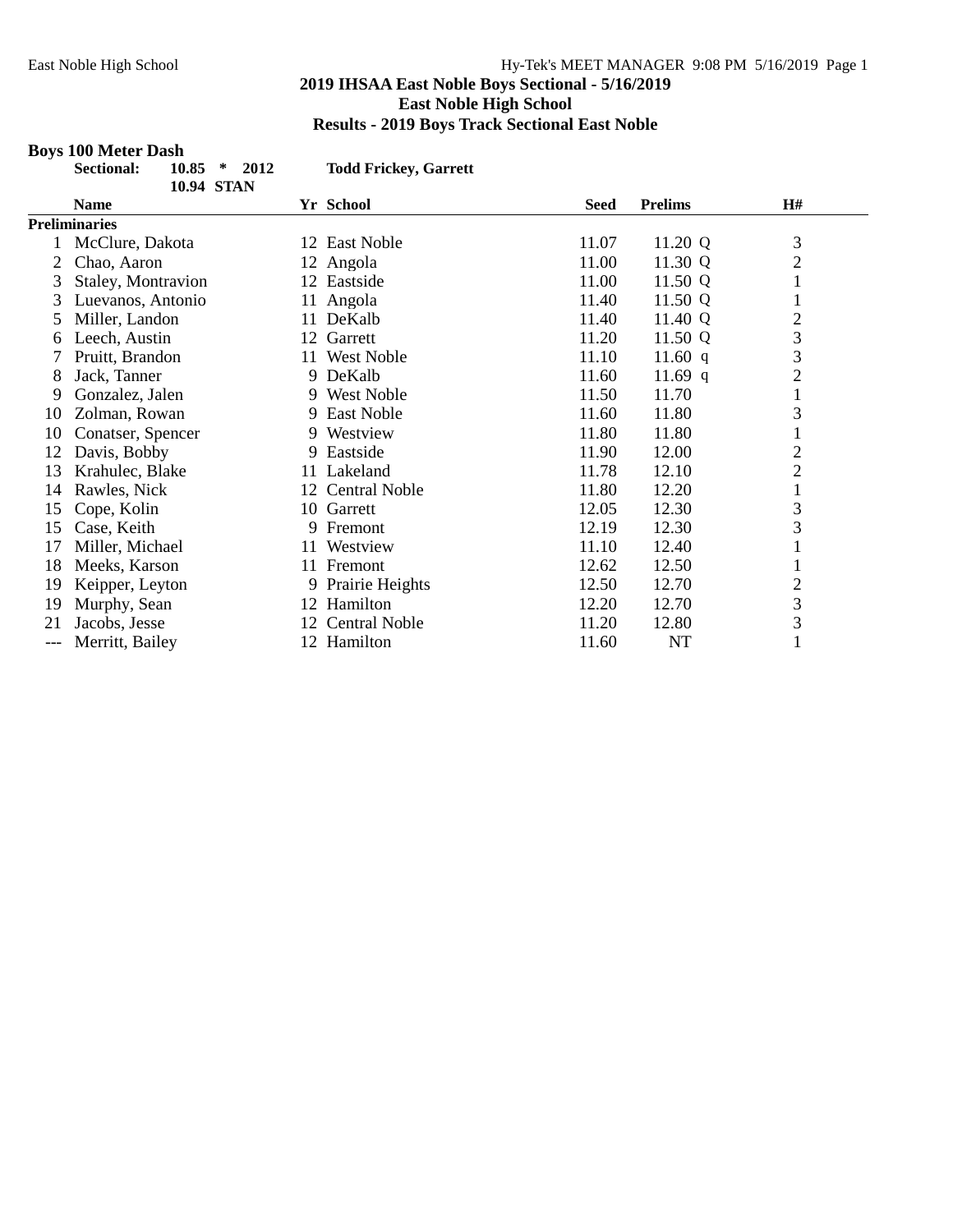**2019 IHSAA East Noble Boys Sectional - 5/16/2019**
**East Noble High School**
**Results - 2019 Boys Track Sectional East Noble**

### Boys 100 Meter Dash

**Sectional:** 10.85 * 2012 **Todd Frickey, Garrett**
10.94 STAN

| | Name | Yr | School | Seed | Prelims | | H# |
|---|---|---|---|---|---|---|---|
| **Preliminaries** | | | | | | | |
| 1 | McClure, Dakota | 12 | East Noble | 11.07 | 11.20 | Q | 3 |
| 2 | Chao, Aaron | 12 | Angola | 11.00 | 11.30 | Q | 2 |
| 3 | Staley, Montravion | 12 | Eastside | 11.00 | 11.50 | Q | 1 |
| 3 | Luevanos, Antonio | 11 | Angola | 11.40 | 11.50 | Q | 1 |
| 5 | Miller, Landon | 11 | DeKalb | 11.40 | 11.40 | Q | 2 |
| 6 | Leech, Austin | 12 | Garrett | 11.20 | 11.50 | Q | 3 |
| 7 | Pruitt, Brandon | 11 | West Noble | 11.10 | 11.60 | q | 3 |
| 8 | Jack, Tanner | 9 | DeKalb | 11.60 | 11.69 | q | 2 |
| 9 | Gonzalez, Jalen | 9 | West Noble | 11.50 | 11.70 | | 1 |
| 10 | Zolman, Rowan | 9 | East Noble | 11.60 | 11.80 | | 3 |
| 10 | Conatser, Spencer | 9 | Westview | 11.80 | 11.80 | | 1 |
| 12 | Davis, Bobby | 9 | Eastside | 11.90 | 12.00 | | 2 |
| 13 | Krahulec, Blake | 11 | Lakeland | 11.78 | 12.10 | | 2 |
| 14 | Rawles, Nick | 12 | Central Noble | 11.80 | 12.20 | | 1 |
| 15 | Cope, Kolin | 10 | Garrett | 12.05 | 12.30 | | 3 |
| 15 | Case, Keith | 9 | Fremont | 12.19 | 12.30 | | 3 |
| 17 | Miller, Michael | 11 | Westview | 11.10 | 12.40 | | 1 |
| 18 | Meeks, Karson | 11 | Fremont | 12.62 | 12.50 | | 1 |
| 19 | Keipper, Leyton | 9 | Prairie Heights | 12.50 | 12.70 | | 2 |
| 19 | Murphy, Sean | 12 | Hamilton | 12.20 | 12.70 | | 3 |
| 21 | Jacobs, Jesse | 12 | Central Noble | 11.20 | 12.80 | | 3 |
| --- | Merritt, Bailey | 12 | Hamilton | 11.60 | NT | | 1 |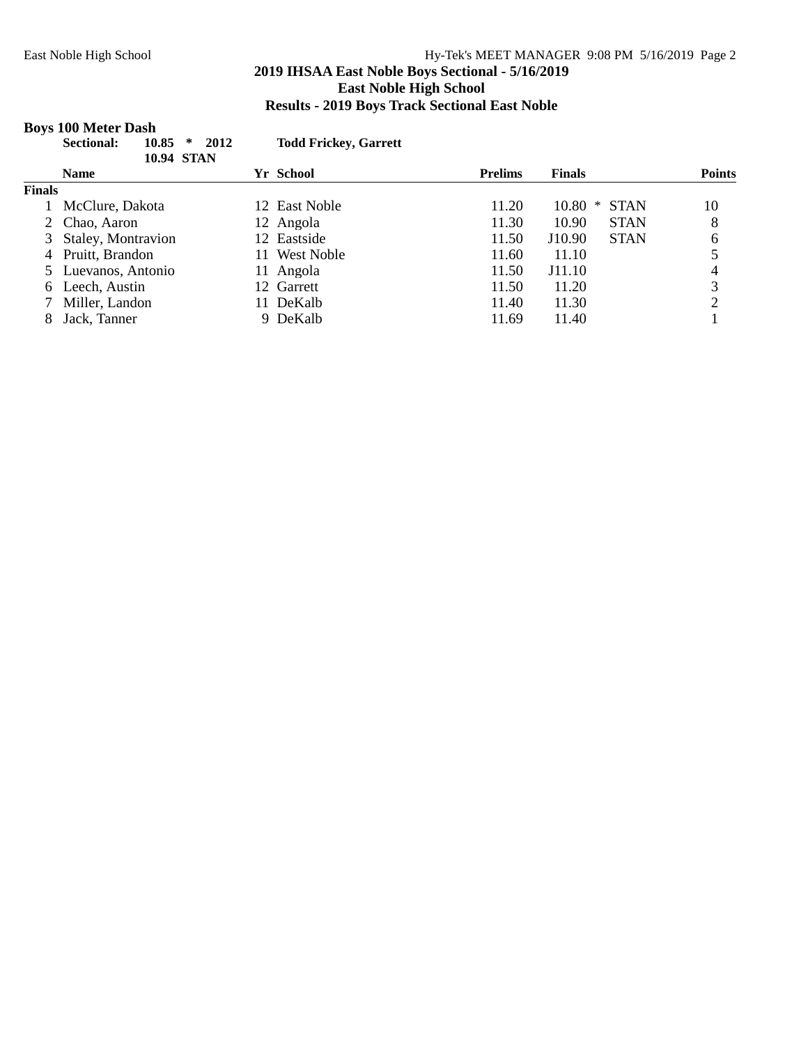## 2019 IHSAA East Noble Boys Sectional - 5/16/2019
## East Noble High School
## Results - 2019 Boys Track Sectional East Noble

### Boys 100 Meter Dash

**Sectional: 10.85 * 2012 Todd Frickey, Garrett**
**10.94 STAN**

**Finals**

| | Name | Yr | School | Prelims | Finals | | Points |
|---|---|---|---|---|---|---|---|
| 1 | McClure, Dakota | 12 | East Noble | 11.20 | 10.80 * | STAN | 10 |
| 2 | Chao, Aaron | 12 | Angola | 11.30 | 10.90 | STAN | 8 |
| 3 | Staley, Montravion | 12 | Eastside | 11.50 | J10.90 | STAN | 6 |
| 4 | Pruitt, Brandon | 11 | West Noble | 11.60 | 11.10 | | 5 |
| 5 | Luevanos, Antonio | 11 | Angola | 11.50 | J11.10 | | 4 |
| 6 | Leech, Austin | 12 | Garrett | 11.50 | 11.20 | | 3 |
| 7 | Miller, Landon | 11 | DeKalb | 11.40 | 11.30 | | 2 |
| 8 | Jack, Tanner | 9 | DeKalb | 11.69 | 11.40 | | 1 |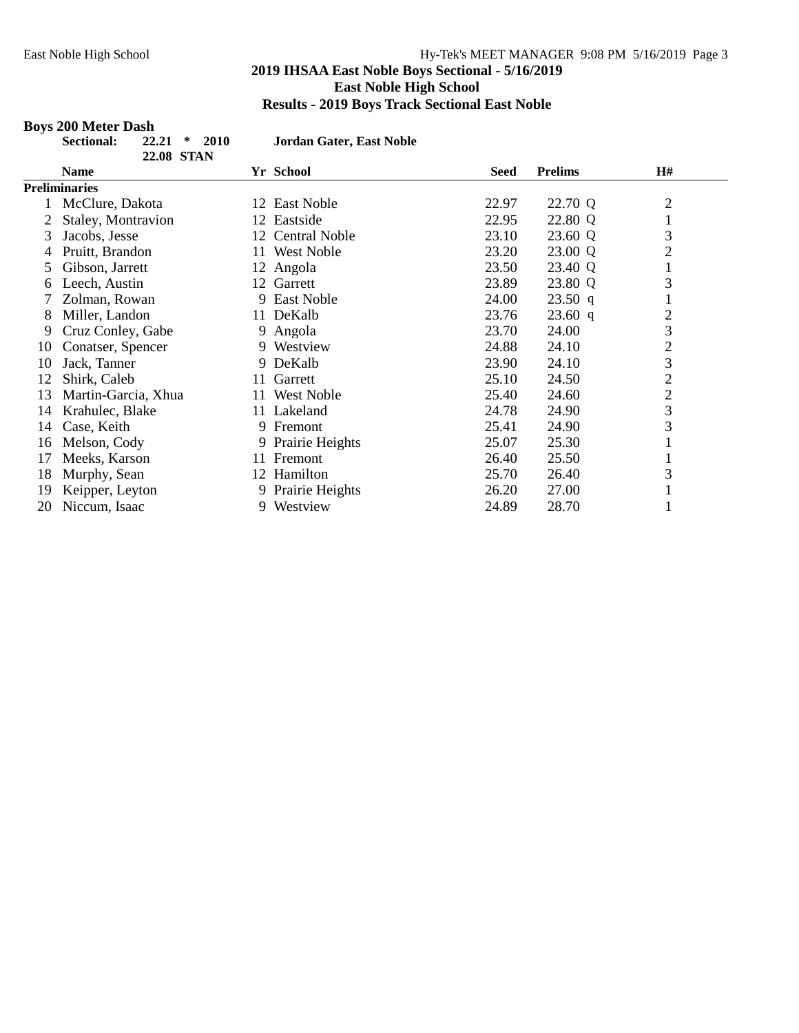## 2019 IHSAA East Noble Boys Sectional - 5/16/2019
## East Noble High School
## Results - 2019 Boys Track Sectional East Noble

### Boys 200 Meter Dash

**Sectional:** **22.21** * **2010** **Jordan Gater, East Noble**
**22.08 STAN**

| | Name | Yr | School | Seed | Prelims | | H# |
|---|---|---|---|---|---|---|---|
| **Preliminaries** | | | | | | | |
| 1 | McClure, Dakota | 12 | East Noble | 22.97 | 22.70 | Q | 2 |
| 2 | Staley, Montravion | 12 | Eastside | 22.95 | 22.80 | Q | 1 |
| 3 | Jacobs, Jesse | 12 | Central Noble | 23.10 | 23.60 | Q | 3 |
| 4 | Pruitt, Brandon | 11 | West Noble | 23.20 | 23.00 | Q | 2 |
| 5 | Gibson, Jarrett | 12 | Angola | 23.50 | 23.40 | Q | 1 |
| 6 | Leech, Austin | 12 | Garrett | 23.89 | 23.80 | Q | 3 |
| 7 | Zolman, Rowan | 9 | East Noble | 24.00 | 23.50 | q | 1 |
| 8 | Miller, Landon | 11 | DeKalb | 23.76 | 23.60 | q | 2 |
| 9 | Cruz Conley, Gabe | 9 | Angola | 23.70 | 24.00 | | 3 |
| 10 | Conatser, Spencer | 9 | Westview | 24.88 | 24.10 | | 2 |
| 10 | Jack, Tanner | 9 | DeKalb | 23.90 | 24.10 | | 3 |
| 12 | Shirk, Caleb | 11 | Garrett | 25.10 | 24.50 | | 2 |
| 13 | Martin-Garcia, Xhua | 11 | West Noble | 25.40 | 24.60 | | 2 |
| 14 | Krahulec, Blake | 11 | Lakeland | 24.78 | 24.90 | | 3 |
| 14 | Case, Keith | 9 | Fremont | 25.41 | 24.90 | | 3 |
| 16 | Melson, Cody | 9 | Prairie Heights | 25.07 | 25.30 | | 1 |
| 17 | Meeks, Karson | 11 | Fremont | 26.40 | 25.50 | | 1 |
| 18 | Murphy, Sean | 12 | Hamilton | 25.70 | 26.40 | | 3 |
| 19 | Keipper, Leyton | 9 | Prairie Heights | 26.20 | 27.00 | | 1 |
| 20 | Niccum, Isaac | 9 | Westview | 24.89 | 28.70 | | 1 |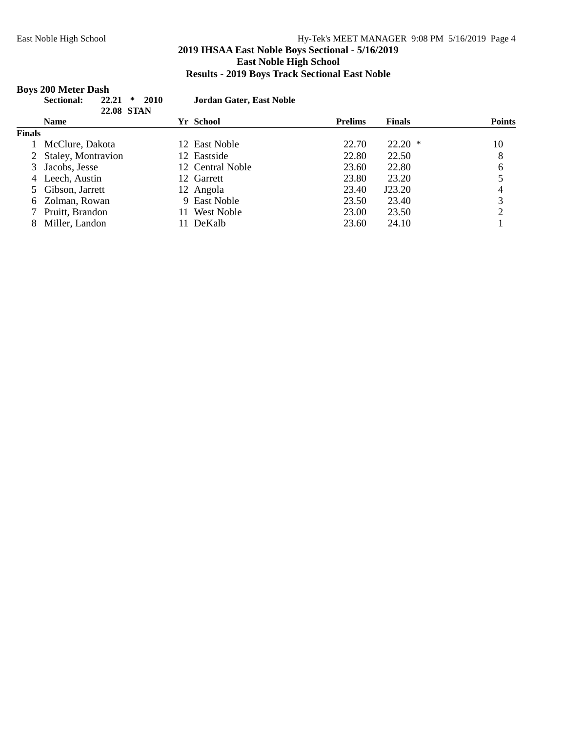# 2019 IHSAA East Noble Boys Sectional - 5/16/2019

## East Noble High School

### Results - 2019 Boys Track Sectional East Noble

**Boys 200 Meter Dash**

**Sectional: 22.21 * 2010 Jordan Gater, East Noble**
**22.08 STAN**

| | Name | Yr | School | Prelims | Finals | Points |
|---|---|---|---|---|---|---|
| **Finals** | | | | | | |
| 1 | McClure, Dakota | 12 | East Noble | 22.70 | 22.20 * | 10 |
| 2 | Staley, Montravion | 12 | Eastside | 22.80 | 22.50 | 8 |
| 3 | Jacobs, Jesse | 12 | Central Noble | 23.60 | 22.80 | 6 |
| 4 | Leech, Austin | 12 | Garrett | 23.80 | 23.20 | 5 |
| 5 | Gibson, Jarrett | 12 | Angola | 23.40 | J23.20 | 4 |
| 6 | Zolman, Rowan | 9 | East Noble | 23.50 | 23.40 | 3 |
| 7 | Pruitt, Brandon | 11 | West Noble | 23.00 | 23.50 | 2 |
| 8 | Miller, Landon | 11 | DeKalb | 23.60 | 24.10 | 1 |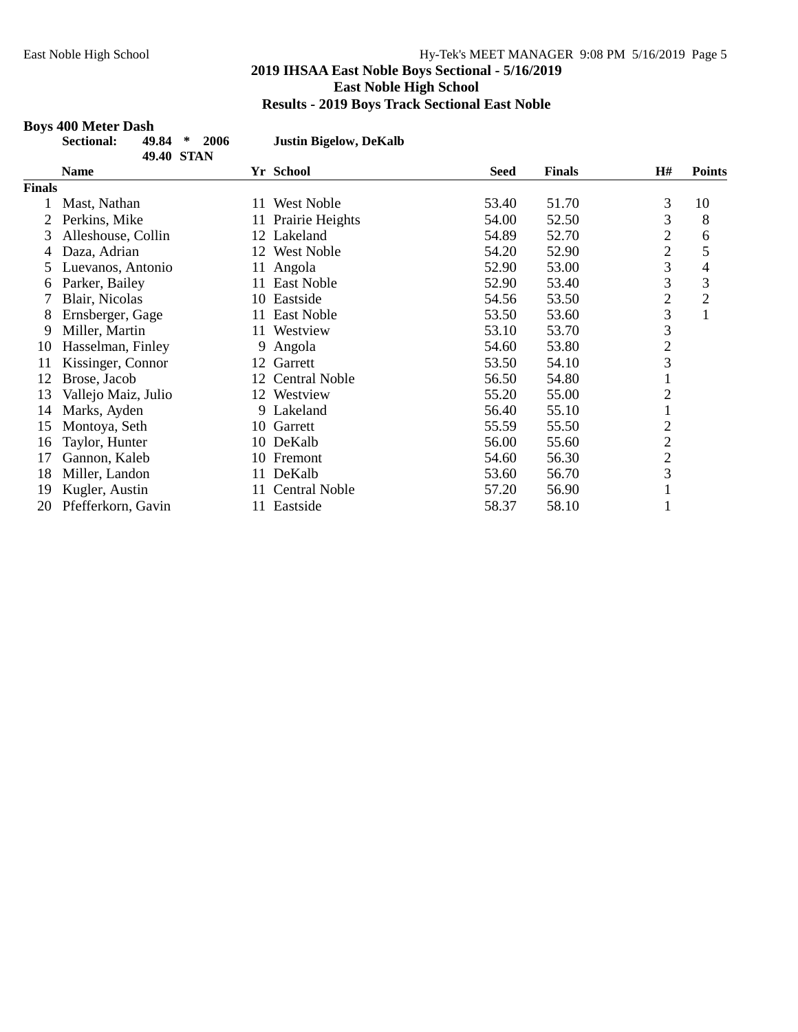## 2019 IHSAA East Noble Boys Sectional - 5/16/2019

### East Noble High School

### Results - 2019 Boys Track Sectional East Noble

**Boys 400 Meter Dash**

**Sectional: 49.84 * 2006 Justin Bigelow, DeKalb**

**49.40 STAN**

| | Name | Yr | School | Seed | Finals | H# | Points |
|---|---|---|---|---|---|---|---|
| **Finals** | | | | | | | |
| 1 | Mast, Nathan | 11 | West Noble | 53.40 | 51.70 | 3 | 10 |
| 2 | Perkins, Mike | 11 | Prairie Heights | 54.00 | 52.50 | 3 | 8 |
| 3 | Alleshouse, Collin | 12 | Lakeland | 54.89 | 52.70 | 2 | 6 |
| 4 | Daza, Adrian | 12 | West Noble | 54.20 | 52.90 | 2 | 5 |
| 5 | Luevanos, Antonio | 11 | Angola | 52.90 | 53.00 | 3 | 4 |
| 6 | Parker, Bailey | 11 | East Noble | 52.90 | 53.40 | 3 | 3 |
| 7 | Blair, Nicolas | 10 | Eastside | 54.56 | 53.50 | 2 | 2 |
| 8 | Ernsberger, Gage | 11 | East Noble | 53.50 | 53.60 | 3 | 1 |
| 9 | Miller, Martin | 11 | Westview | 53.10 | 53.70 | 3 | |
| 10 | Hasselman, Finley | 9 | Angola | 54.60 | 53.80 | 2 | |
| 11 | Kissinger, Connor | 12 | Garrett | 53.50 | 54.10 | 3 | |
| 12 | Brose, Jacob | 12 | Central Noble | 56.50 | 54.80 | 1 | |
| 13 | Vallejo Maiz, Julio | 12 | Westview | 55.20 | 55.00 | 2 | |
| 14 | Marks, Ayden | 9 | Lakeland | 56.40 | 55.10 | 1 | |
| 15 | Montoya, Seth | 10 | Garrett | 55.59 | 55.50 | 2 | |
| 16 | Taylor, Hunter | 10 | DeKalb | 56.00 | 55.60 | 2 | |
| 17 | Gannon, Kaleb | 10 | Fremont | 54.60 | 56.30 | 2 | |
| 18 | Miller, Landon | 11 | DeKalb | 53.60 | 56.70 | 3 | |
| 19 | Kugler, Austin | 11 | Central Noble | 57.20 | 56.90 | 1 | |
| 20 | Pfefferkorn, Gavin | 11 | Eastside | 58.37 | 58.10 | 1 | |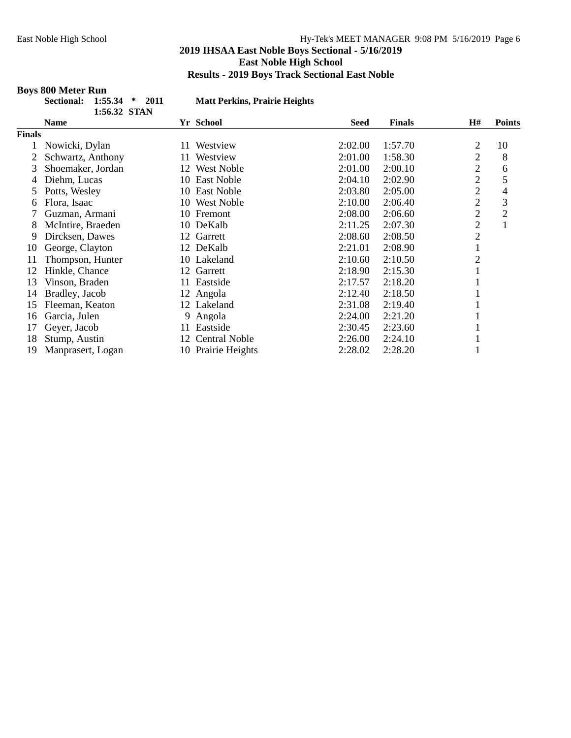## 2019 IHSAA East Noble Boys Sectional - 5/16/2019
## East Noble High School
## Results - 2019 Boys Track Sectional East Noble

### Boys 800 Meter Run

**Sectional: 1:55.34 * 2011 Matt Perkins, Prairie Heights**
**1:56.32 STAN**

| | Name | Yr | School | Seed | Finals | H# | Points |
|---|---|---|---|---|---|---|---|
| **Finals** | | | | | | | |
| 1 | Nowicki, Dylan | 11 | Westview | 2:02.00 | 1:57.70 | 2 | 10 |
| 2 | Schwartz, Anthony | 11 | Westview | 2:01.00 | 1:58.30 | 2 | 8 |
| 3 | Shoemaker, Jordan | 12 | West Noble | 2:01.00 | 2:00.10 | 2 | 6 |
| 4 | Diehm, Lucas | 10 | East Noble | 2:04.10 | 2:02.90 | 2 | 5 |
| 5 | Potts, Wesley | 10 | East Noble | 2:03.80 | 2:05.00 | 2 | 4 |
| 6 | Flora, Isaac | 10 | West Noble | 2:10.00 | 2:06.40 | 2 | 3 |
| 7 | Guzman, Armani | 10 | Fremont | 2:08.00 | 2:06.60 | 2 | 2 |
| 8 | McIntire, Braeden | 10 | DeKalb | 2:11.25 | 2:07.30 | 2 | 1 |
| 9 | Dircksen, Dawes | 12 | Garrett | 2:08.60 | 2:08.50 | 2 | |
| 10 | George, Clayton | 12 | DeKalb | 2:21.01 | 2:08.90 | 1 | |
| 11 | Thompson, Hunter | 10 | Lakeland | 2:10.60 | 2:10.50 | 2 | |
| 12 | Hinkle, Chance | 12 | Garrett | 2:18.90 | 2:15.30 | 1 | |
| 13 | Vinson, Braden | 11 | Eastside | 2:17.57 | 2:18.20 | 1 | |
| 14 | Bradley, Jacob | 12 | Angola | 2:12.40 | 2:18.50 | 1 | |
| 15 | Fleeman, Keaton | 12 | Lakeland | 2:31.08 | 2:19.40 | 1 | |
| 16 | Garcia, Julen | 9 | Angola | 2:24.00 | 2:21.20 | 1 | |
| 17 | Geyer, Jacob | 11 | Eastside | 2:30.45 | 2:23.60 | 1 | |
| 18 | Stump, Austin | 12 | Central Noble | 2:26.00 | 2:24.10 | 1 | |
| 19 | Manprasert, Logan | 10 | Prairie Heights | 2:28.02 | 2:28.20 | 1 | |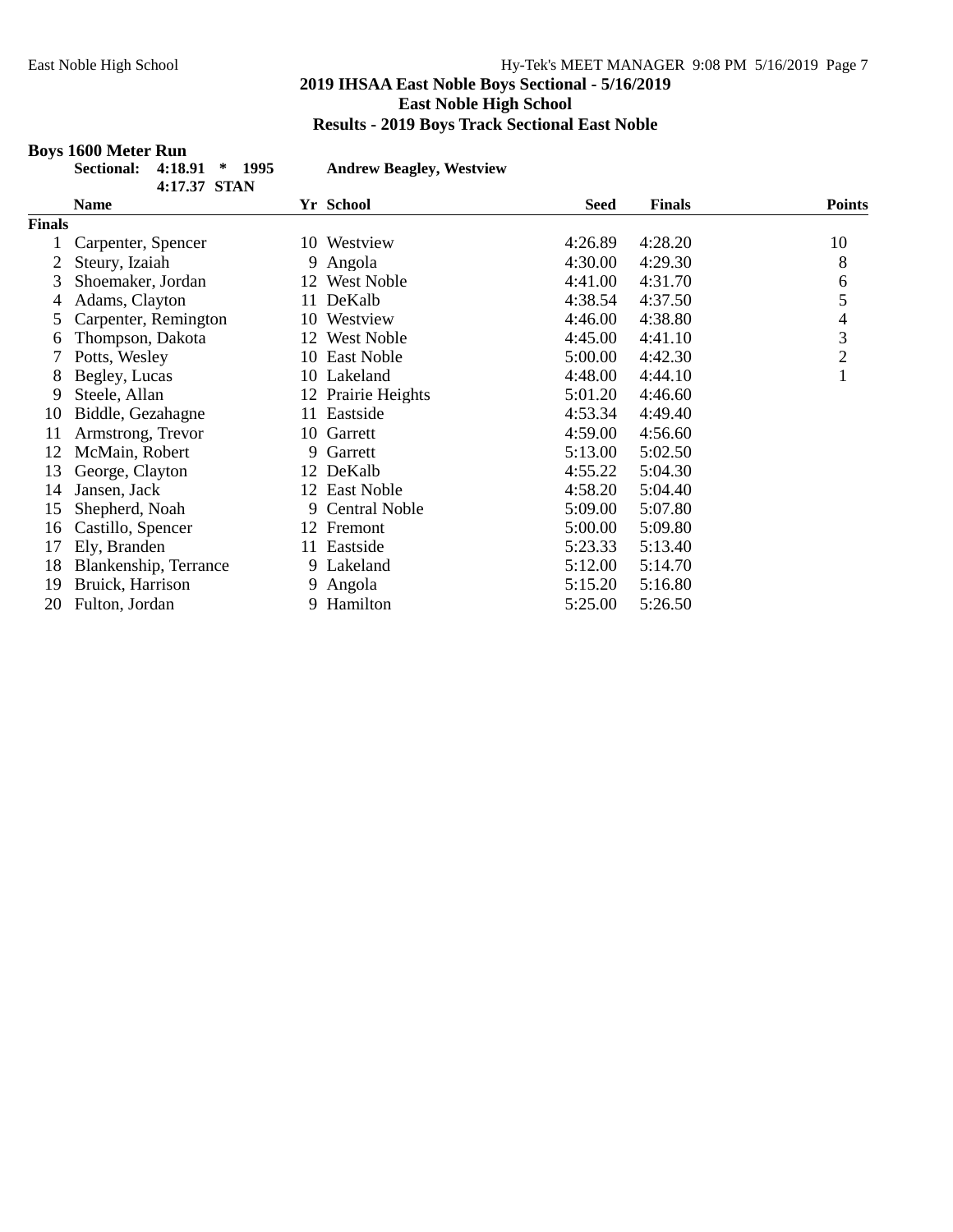## 2019 IHSAA East Noble Boys Sectional - 5/16/2019
## East Noble High School
## Results - 2019 Boys Track Sectional East Noble

### Boys 1600 Meter Run

**Sectional: 4:18.91 * 1995 Andrew Beagley, Westview**
**4:17.37 STAN**

| | Name | Yr | School | Seed | Finals | Points |
|---|---|---|---|---|---|---|
| **Finals** | | | | | | |
| 1 | Carpenter, Spencer | 10 | Westview | 4:26.89 | 4:28.20 | 10 |
| 2 | Steury, Izaiah | 9 | Angola | 4:30.00 | 4:29.30 | 8 |
| 3 | Shoemaker, Jordan | 12 | West Noble | 4:41.00 | 4:31.70 | 6 |
| 4 | Adams, Clayton | 11 | DeKalb | 4:38.54 | 4:37.50 | 5 |
| 5 | Carpenter, Remington | 10 | Westview | 4:46.00 | 4:38.80 | 4 |
| 6 | Thompson, Dakota | 12 | West Noble | 4:45.00 | 4:41.10 | 3 |
| 7 | Potts, Wesley | 10 | East Noble | 5:00.00 | 4:42.30 | 2 |
| 8 | Begley, Lucas | 10 | Lakeland | 4:48.00 | 4:44.10 | 1 |
| 9 | Steele, Allan | 12 | Prairie Heights | 5:01.20 | 4:46.60 | |
| 10 | Biddle, Gezahagne | 11 | Eastside | 4:53.34 | 4:49.40 | |
| 11 | Armstrong, Trevor | 10 | Garrett | 4:59.00 | 4:56.60 | |
| 12 | McMain, Robert | 9 | Garrett | 5:13.00 | 5:02.50 | |
| 13 | George, Clayton | 12 | DeKalb | 4:55.22 | 5:04.30 | |
| 14 | Jansen, Jack | 12 | East Noble | 4:58.20 | 5:04.40 | |
| 15 | Shepherd, Noah | 9 | Central Noble | 5:09.00 | 5:07.80 | |
| 16 | Castillo, Spencer | 12 | Fremont | 5:00.00 | 5:09.80 | |
| 17 | Ely, Branden | 11 | Eastside | 5:23.33 | 5:13.40 | |
| 18 | Blankenship, Terrance | 9 | Lakeland | 5:12.00 | 5:14.70 | |
| 19 | Bruick, Harrison | 9 | Angola | 5:15.20 | 5:16.80 | |
| 20 | Fulton, Jordan | 9 | Hamilton | 5:25.00 | 5:26.50 | |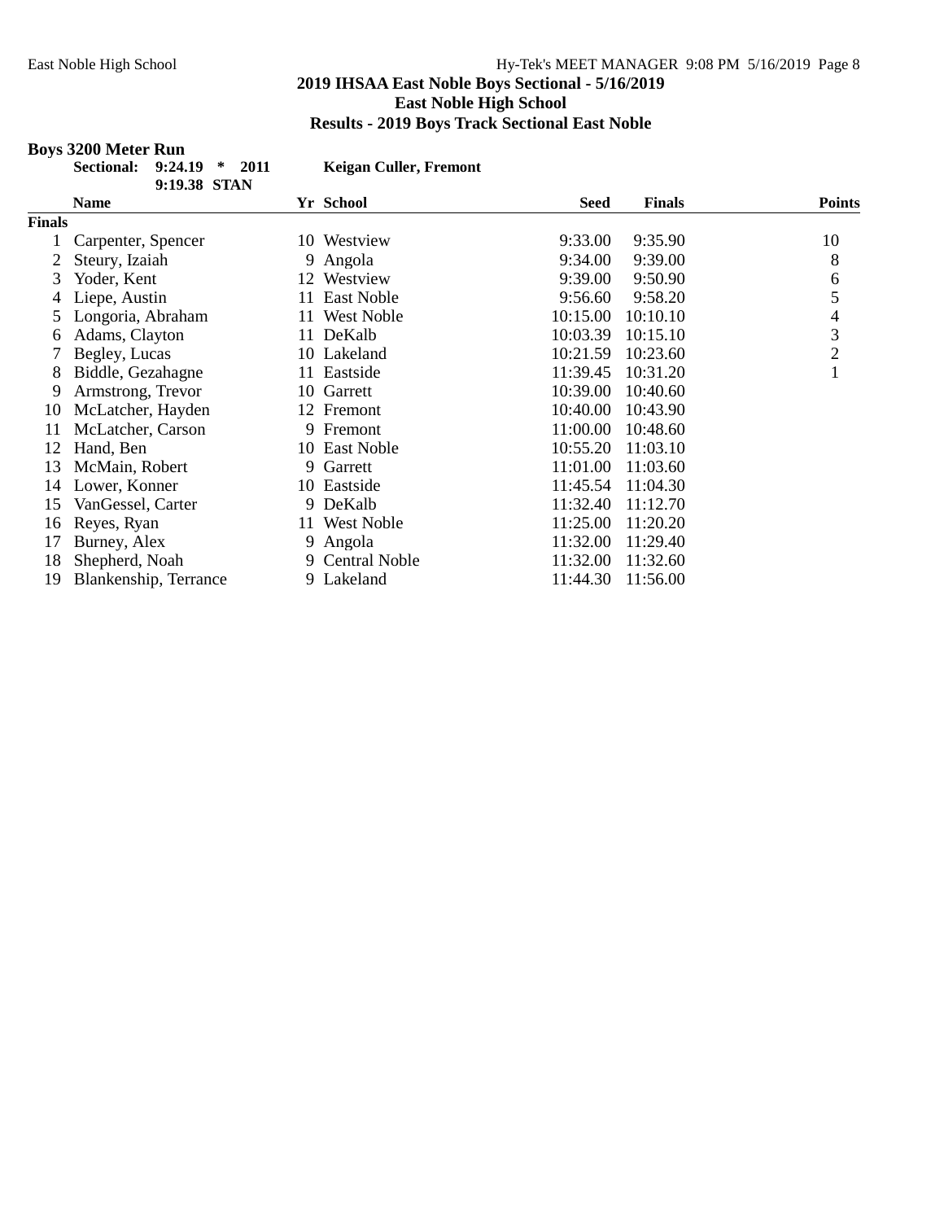# 2019 IHSAA East Noble Boys Sectional - 5/16/2019

## East Noble High School

### Results - 2019 Boys Track Sectional East Noble

**Boys 3200 Meter Run**

**Sectional: 9:24.19 * 2011 Keigan Culler, Fremont**

**9:19.38 STAN**

| | Name | Yr | School | Seed | Finals | Points |
|---|---|---|---|---|---|---|
| **Finals** | | | | | | |
| 1 | Carpenter, Spencer | 10 | Westview | 9:33.00 | 9:35.90 | 10 |
| 2 | Steury, Izaiah | 9 | Angola | 9:34.00 | 9:39.00 | 8 |
| 3 | Yoder, Kent | 12 | Westview | 9:39.00 | 9:50.90 | 6 |
| 4 | Liepe, Austin | 11 | East Noble | 9:56.60 | 9:58.20 | 5 |
| 5 | Longoria, Abraham | 11 | West Noble | 10:15.00 | 10:10.10 | 4 |
| 6 | Adams, Clayton | 11 | DeKalb | 10:03.39 | 10:15.10 | 3 |
| 7 | Begley, Lucas | 10 | Lakeland | 10:21.59 | 10:23.60 | 2 |
| 8 | Biddle, Gezahagne | 11 | Eastside | 11:39.45 | 10:31.20 | 1 |
| 9 | Armstrong, Trevor | 10 | Garrett | 10:39.00 | 10:40.60 | |
| 10 | McLatcher, Hayden | 12 | Fremont | 10:40.00 | 10:43.90 | |
| 11 | McLatcher, Carson | 9 | Fremont | 11:00.00 | 10:48.60 | |
| 12 | Hand, Ben | 10 | East Noble | 10:55.20 | 11:03.10 | |
| 13 | McMain, Robert | 9 | Garrett | 11:01.00 | 11:03.60 | |
| 14 | Lower, Konner | 10 | Eastside | 11:45.54 | 11:04.30 | |
| 15 | VanGessel, Carter | 9 | DeKalb | 11:32.40 | 11:12.70 | |
| 16 | Reyes, Ryan | 11 | West Noble | 11:25.00 | 11:20.20 | |
| 17 | Burney, Alex | 9 | Angola | 11:32.00 | 11:29.40 | |
| 18 | Shepherd, Noah | 9 | Central Noble | 11:32.00 | 11:32.60 | |
| 19 | Blankenship, Terrance | 9 | Lakeland | 11:44.30 | 11:56.00 | |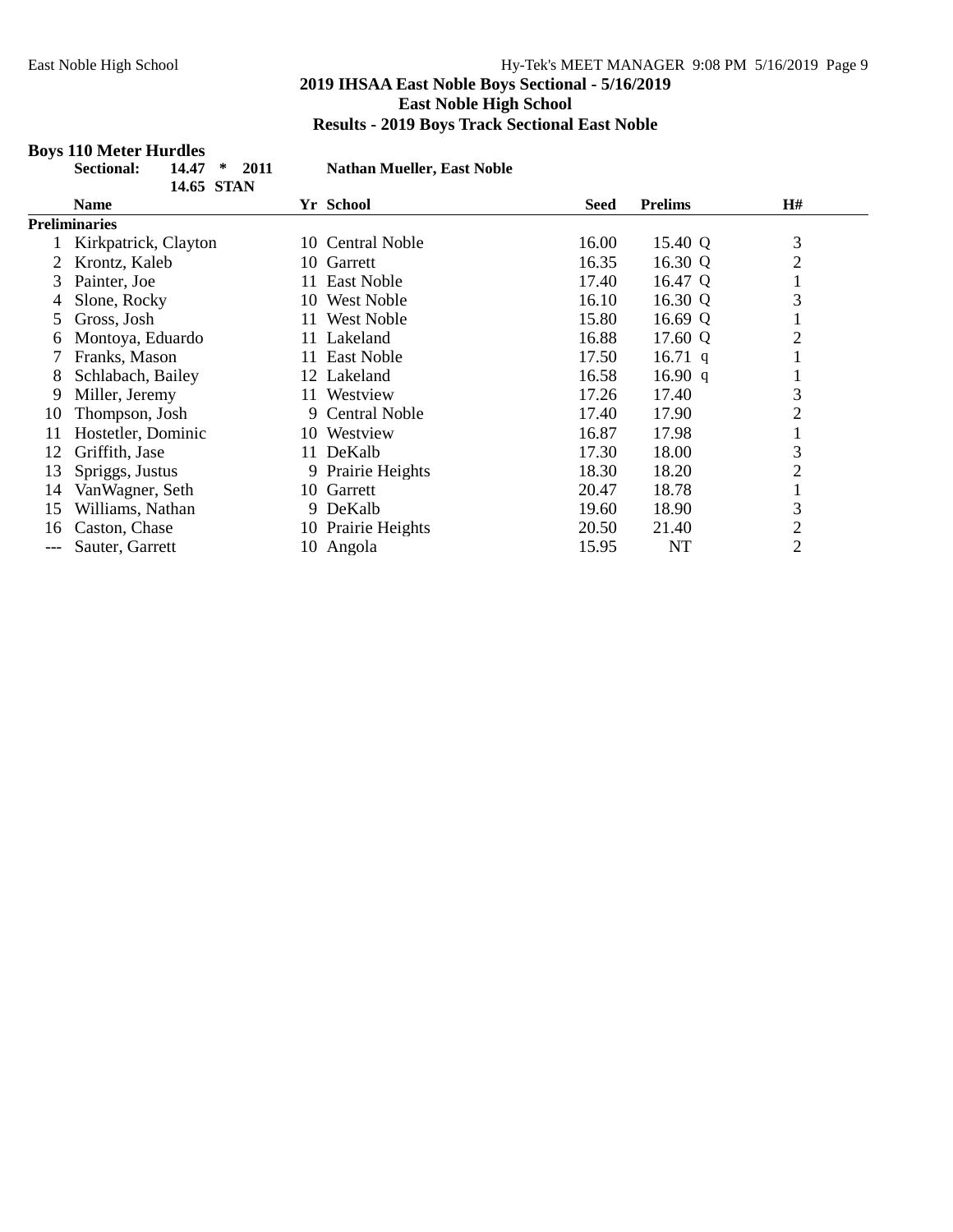## 2019 IHSAA East Noble Boys Sectional - 5/16/2019
## East Noble High School
## Results - 2019 Boys Track Sectional East Noble

### Boys 110 Meter Hurdles

**Sectional:** 14.47 * 2011 **Nathan Mueller, East Noble**
14.65 STAN

| | Name | Yr | School | Seed | Prelims | | H# |
|---|---|---|---|---|---|---|---|
| **Preliminaries** | | | | | | | |
| 1 | Kirkpatrick, Clayton | 10 | Central Noble | 16.00 | 15.40 | Q | 3 |
| 2 | Krontz, Kaleb | 10 | Garrett | 16.35 | 16.30 | Q | 2 |
| 3 | Painter, Joe | 11 | East Noble | 17.40 | 16.47 | Q | 1 |
| 4 | Slone, Rocky | 10 | West Noble | 16.10 | 16.30 | Q | 3 |
| 5 | Gross, Josh | 11 | West Noble | 15.80 | 16.69 | Q | 1 |
| 6 | Montoya, Eduardo | 11 | Lakeland | 16.88 | 17.60 | Q | 2 |
| 7 | Franks, Mason | 11 | East Noble | 17.50 | 16.71 | q | 1 |
| 8 | Schlabach, Bailey | 12 | Lakeland | 16.58 | 16.90 | q | 1 |
| 9 | Miller, Jeremy | 11 | Westview | 17.26 | 17.40 | | 3 |
| 10 | Thompson, Josh | 9 | Central Noble | 17.40 | 17.90 | | 2 |
| 11 | Hostetler, Dominic | 10 | Westview | 16.87 | 17.98 | | 1 |
| 12 | Griffith, Jase | 11 | DeKalb | 17.30 | 18.00 | | 3 |
| 13 | Spriggs, Justus | 9 | Prairie Heights | 18.30 | 18.20 | | 2 |
| 14 | VanWagner, Seth | 10 | Garrett | 20.47 | 18.78 | | 1 |
| 15 | Williams, Nathan | 9 | DeKalb | 19.60 | 18.90 | | 3 |
| 16 | Caston, Chase | 10 | Prairie Heights | 20.50 | 21.40 | | 2 |
| --- | Sauter, Garrett | 10 | Angola | 15.95 | NT | | 2 |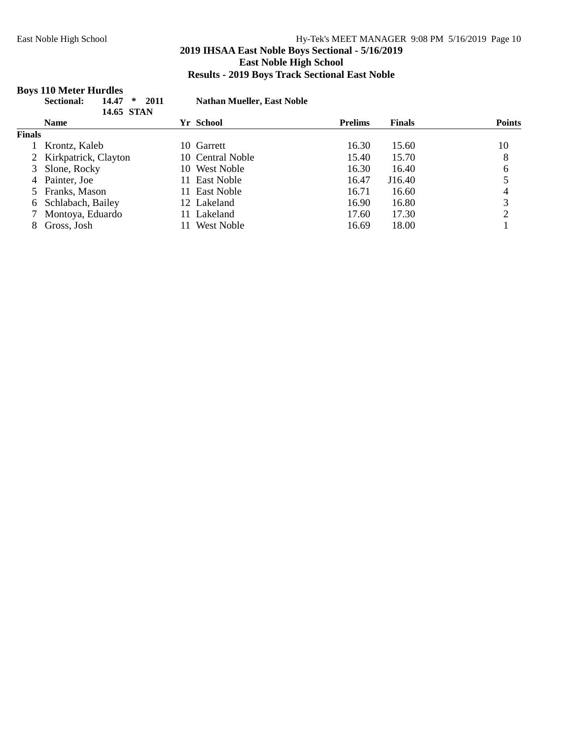## 2019 IHSAA East Noble Boys Sectional - 5/16/2019

### East Noble High School

### Results - 2019 Boys Track Sectional East Noble

**Boys 110 Meter Hurdles**

**Sectional: 14.47 * 2011 Nathan Mueller, East Noble**
**14.65 STAN**

| | Name | Yr | School | Prelims | Finals | Points |
|---|---|---|---|---|---|---|
| **Finals** | | | | | | |
| 1 | Krontz, Kaleb | 10 | Garrett | 16.30 | 15.60 | 10 |
| 2 | Kirkpatrick, Clayton | 10 | Central Noble | 15.40 | 15.70 | 8 |
| 3 | Slone, Rocky | 10 | West Noble | 16.30 | 16.40 | 6 |
| 4 | Painter, Joe | 11 | East Noble | 16.47 | J16.40 | 5 |
| 5 | Franks, Mason | 11 | East Noble | 16.71 | 16.60 | 4 |
| 6 | Schlabach, Bailey | 12 | Lakeland | 16.90 | 16.80 | 3 |
| 7 | Montoya, Eduardo | 11 | Lakeland | 17.60 | 17.30 | 2 |
| 8 | Gross, Josh | 11 | West Noble | 16.69 | 18.00 | 1 |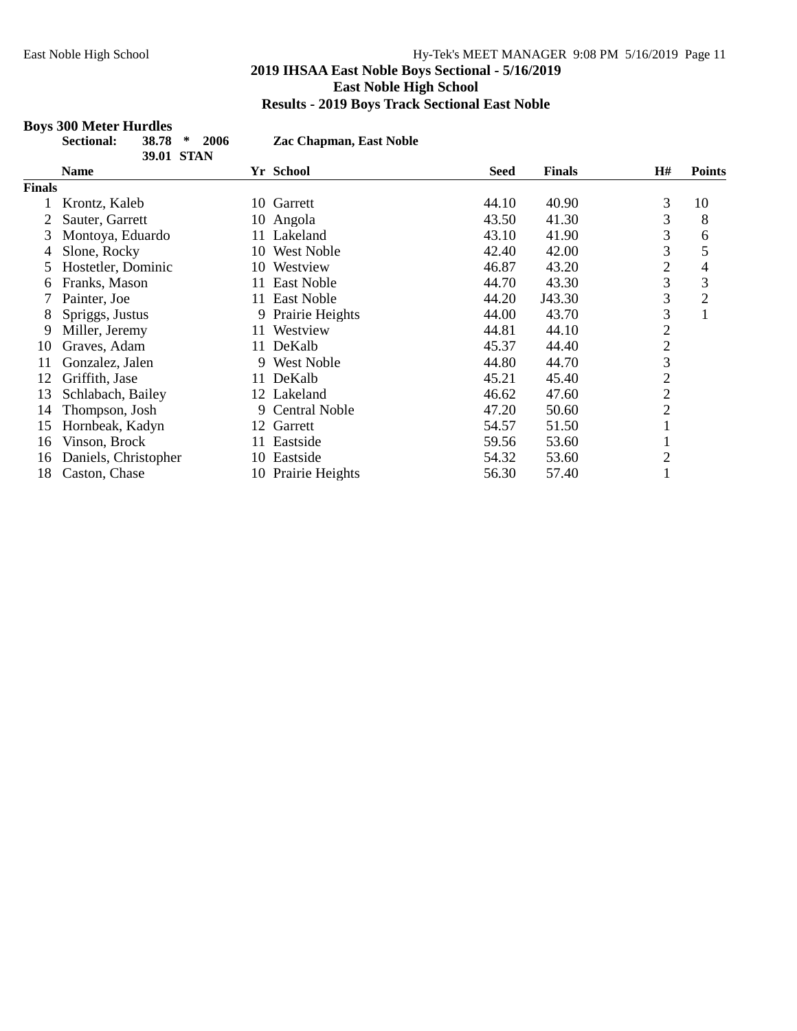## 2019 IHSAA East Noble Boys Sectional - 5/16/2019
## East Noble High School
## Results - 2019 Boys Track Sectional East Noble

### Boys 300 Meter Hurdles

**Sectional:** 38.78 * 2006 **Zac Chapman, East Noble**
39.01 STAN

| | Name | Yr | School | Seed | Finals | H# | Points |
|---|---|---|---|---|---|---|---|
| **Finals** | | | | | | | |
| 1 | Krontz, Kaleb | 10 | Garrett | 44.10 | 40.90 | 3 | 10 |
| 2 | Sauter, Garrett | 10 | Angola | 43.50 | 41.30 | 3 | 8 |
| 3 | Montoya, Eduardo | 11 | Lakeland | 43.10 | 41.90 | 3 | 6 |
| 4 | Slone, Rocky | 10 | West Noble | 42.40 | 42.00 | 3 | 5 |
| 5 | Hostetler, Dominic | 10 | Westview | 46.87 | 43.20 | 2 | 4 |
| 6 | Franks, Mason | 11 | East Noble | 44.70 | 43.30 | 3 | 3 |
| 7 | Painter, Joe | 11 | East Noble | 44.20 | J43.30 | 3 | 2 |
| 8 | Spriggs, Justus | 9 | Prairie Heights | 44.00 | 43.70 | 3 | 1 |
| 9 | Miller, Jeremy | 11 | Westview | 44.81 | 44.10 | 2 | |
| 10 | Graves, Adam | 11 | DeKalb | 45.37 | 44.40 | 2 | |
| 11 | Gonzalez, Jalen | 9 | West Noble | 44.80 | 44.70 | 3 | |
| 12 | Griffith, Jase | 11 | DeKalb | 45.21 | 45.40 | 2 | |
| 13 | Schlabach, Bailey | 12 | Lakeland | 46.62 | 47.60 | 2 | |
| 14 | Thompson, Josh | 9 | Central Noble | 47.20 | 50.60 | 2 | |
| 15 | Hornbeak, Kadyn | 12 | Garrett | 54.57 | 51.50 | 1 | |
| 16 | Vinson, Brock | 11 | Eastside | 59.56 | 53.60 | 1 | |
| 16 | Daniels, Christopher | 10 | Eastside | 54.32 | 53.60 | 2 | |
| 18 | Caston, Chase | 10 | Prairie Heights | 56.30 | 57.40 | 1 | |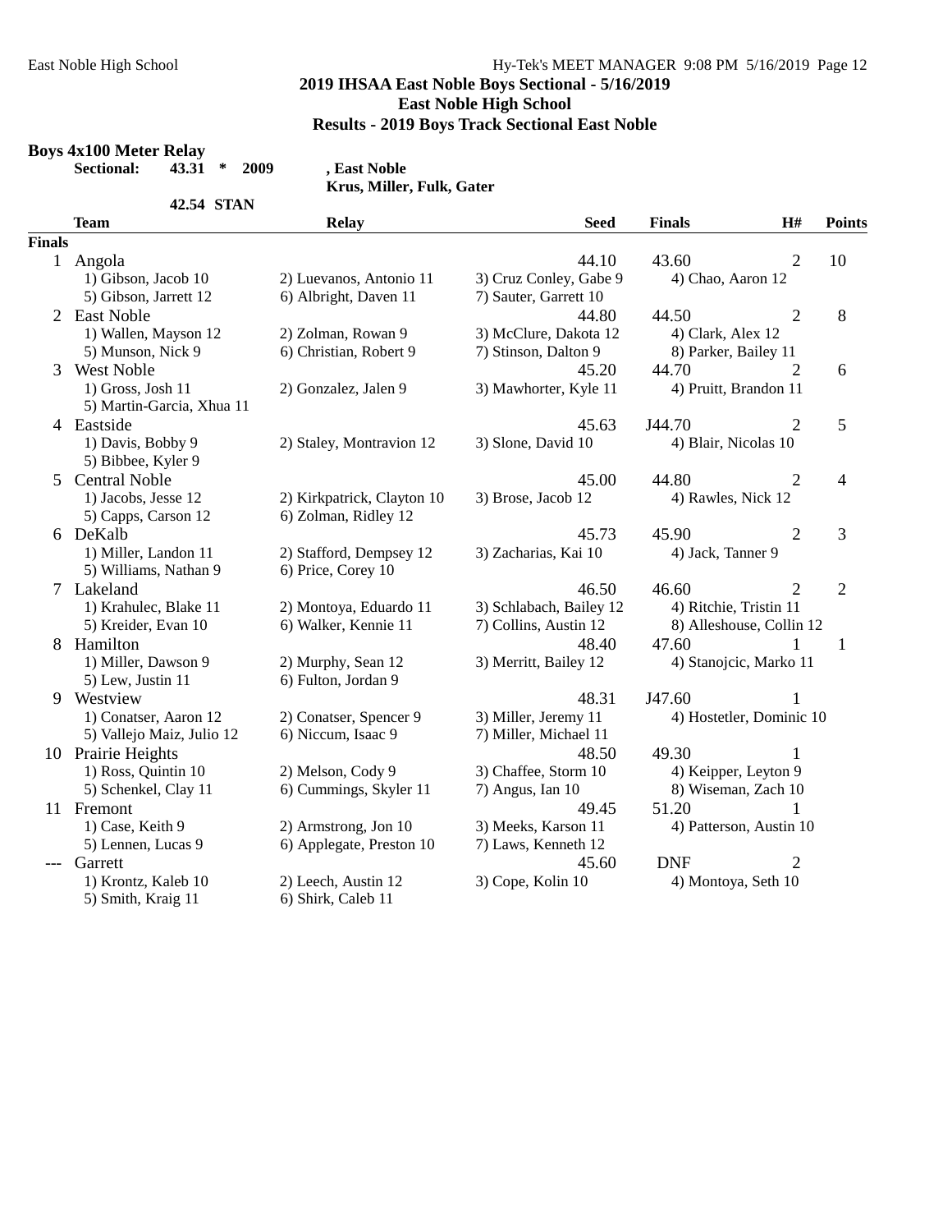## 2019 IHSAA East Noble Boys Sectional - 5/16/2019
## East Noble High School
## Results - 2019 Boys Track Sectional East Noble

### Boys 4x100 Meter Relay

**Sectional: 43.31 * 2009 , East Noble**
**Krus, Miller, Fulk, Gater**

**42.54 STAN**

| | Team | Relay | | Seed | Finals | H# | Points |
|---|---|---|---|---|---|---|---|
| **Finals** | | | | | | | |
| 1 | Angola | | | 44.10 | 43.60 | 2 | 10 |
| | 1) Gibson, Jacob 10 | 2) Luevanos, Antonio 11 | 3) Cruz Conley, Gabe 9 | 4) Chao, Aaron 12 | | | |
| | 5) Gibson, Jarrett 12 | 6) Albright, Daven 11 | 7) Sauter, Garrett 10 | | | | |
| 2 | East Noble | | | 44.80 | 44.50 | 2 | 8 |
| | 1) Wallen, Mayson 12 | 2) Zolman, Rowan 9 | 3) McClure, Dakota 12 | 4) Clark, Alex 12 | | | |
| | 5) Munson, Nick 9 | 6) Christian, Robert 9 | 7) Stinson, Dalton 9 | 8) Parker, Bailey 11 | | | |
| 3 | West Noble | | | 45.20 | 44.70 | 2 | 6 |
| | 1) Gross, Josh 11 | 2) Gonzalez, Jalen 9 | 3) Mawhorter, Kyle 11 | 4) Pruitt, Brandon 11 | | | |
| | 5) Martin-Garcia, Xhua 11 | | | | | | |
| 4 | Eastside | | | 45.63 | J44.70 | 2 | 5 |
| | 1) Davis, Bobby 9 | 2) Staley, Montravion 12 | 3) Slone, David 10 | 4) Blair, Nicolas 10 | | | |
| | 5) Bibbee, Kyler 9 | | | | | | |
| 5 | Central Noble | | | 45.00 | 44.80 | 2 | 4 |
| | 1) Jacobs, Jesse 12 | 2) Kirkpatrick, Clayton 10 | 3) Brose, Jacob 12 | 4) Rawles, Nick 12 | | | |
| | 5) Capps, Carson 12 | 6) Zolman, Ridley 12 | | | | | |
| 6 | DeKalb | | | 45.73 | 45.90 | 2 | 3 |
| | 1) Miller, Landon 11 | 2) Stafford, Dempsey 12 | 3) Zacharias, Kai 10 | 4) Jack, Tanner 9 | | | |
| | 5) Williams, Nathan 9 | 6) Price, Corey 10 | | | | | |
| 7 | Lakeland | | | 46.50 | 46.60 | 2 | 2 |
| | 1) Krahulec, Blake 11 | 2) Montoya, Eduardo 11 | 3) Schlabach, Bailey 12 | 4) Ritchie, Tristin 11 | | | |
| | 5) Kreider, Evan 10 | 6) Walker, Kennie 11 | 7) Collins, Austin 12 | 8) Alleshouse, Collin 12 | | | |
| 8 | Hamilton | | | 48.40 | 47.60 | 1 | 1 |
| | 1) Miller, Dawson 9 | 2) Murphy, Sean 12 | 3) Merritt, Bailey 12 | 4) Stanojcic, Marko 11 | | | |
| | 5) Lew, Justin 11 | 6) Fulton, Jordan 9 | | | | | |
| 9 | Westview | | | 48.31 | J47.60 | 1 | |
| | 1) Conatser, Aaron 12 | 2) Conatser, Spencer 9 | 3) Miller, Jeremy 11 | 4) Hostetler, Dominic 10 | | | |
| | 5) Vallejo Maiz, Julio 12 | 6) Niccum, Isaac 9 | 7) Miller, Michael 11 | | | | |
| 10 | Prairie Heights | | | 48.50 | 49.30 | 1 | |
| | 1) Ross, Quintin 10 | 2) Melson, Cody 9 | 3) Chaffee, Storm 10 | 4) Keipper, Leyton 9 | | | |
| | 5) Schenkel, Clay 11 | 6) Cummings, Skyler 11 | 7) Angus, Ian 10 | 8) Wiseman, Zach 10 | | | |
| 11 | Fremont | | | 49.45 | 51.20 | 1 | |
| | 1) Case, Keith 9 | 2) Armstrong, Jon 10 | 3) Meeks, Karson 11 | 4) Patterson, Austin 10 | | | |
| | 5) Lennen, Lucas 9 | 6) Applegate, Preston 10 | 7) Laws, Kenneth 12 | | | | |
| --- | Garrett | | | 45.60 | DNF | 2 | |
| | 1) Krontz, Kaleb 10 | 2) Leech, Austin 12 | 3) Cope, Kolin 10 | 4) Montoya, Seth 10 | | | |
| | 5) Smith, Kraig 11 | 6) Shirk, Caleb 11 | | | | | |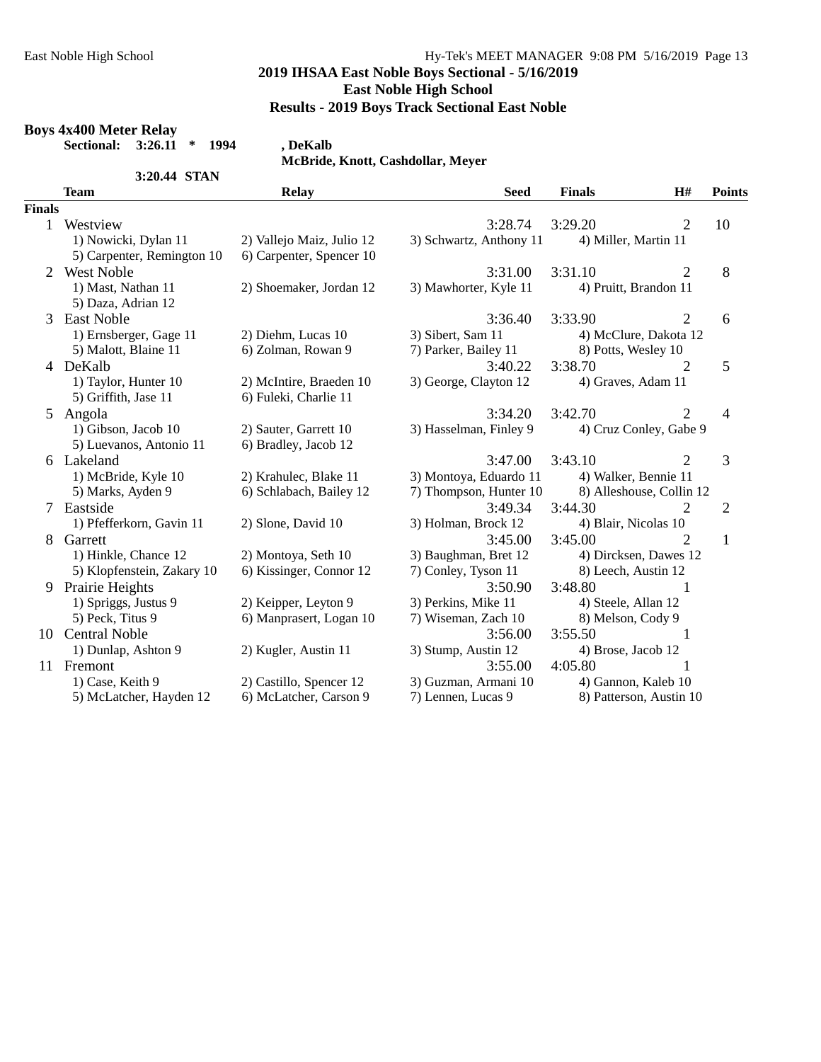## 2019 IHSAA East Noble Boys Sectional - 5/16/2019
## East Noble High School
## Results - 2019 Boys Track Sectional East Noble

### Boys 4x400 Meter Relay

**Sectional: 3:26.11 * 1994 , DeKalb**
**McBride, Knott, Cashdollar, Meyer**

**3:20.44 STAN**

| | Team | Relay | Seed | Finals | H# | Points |
|---|---|---|---|---|---|---|
| **Finals** | | | | | | |
| 1 | Westview | | 3:28.74 | 3:29.20 | 2 | 10 |
| | 1) Nowicki, Dylan 11 | 2) Vallejo Maiz, Julio 12 | 3) Schwartz, Anthony 11 | 4) Miller, Martin 11 | | |
| | 5) Carpenter, Remington 10 | 6) Carpenter, Spencer 10 | | | | |
| 2 | West Noble | | 3:31.00 | 3:31.10 | 2 | 8 |
| | 1) Mast, Nathan 11 | 2) Shoemaker, Jordan 12 | 3) Mawhorter, Kyle 11 | 4) Pruitt, Brandon 11 | | |
| | 5) Daza, Adrian 12 | | | | | |
| 3 | East Noble | | 3:36.40 | 3:33.90 | 2 | 6 |
| | 1) Ernsberger, Gage 11 | 2) Diehm, Lucas 10 | 3) Sibert, Sam 11 | 4) McClure, Dakota 12 | | |
| | 5) Malott, Blaine 11 | 6) Zolman, Rowan 9 | 7) Parker, Bailey 11 | 8) Potts, Wesley 10 | | |
| 4 | DeKalb | | 3:40.22 | 3:38.70 | 2 | 5 |
| | 1) Taylor, Hunter 10 | 2) McIntire, Braeden 10 | 3) George, Clayton 12 | 4) Graves, Adam 11 | | |
| | 5) Griffith, Jase 11 | 6) Fuleki, Charlie 11 | | | | |
| 5 | Angola | | 3:34.20 | 3:42.70 | 2 | 4 |
| | 1) Gibson, Jacob 10 | 2) Sauter, Garrett 10 | 3) Hasselman, Finley 9 | 4) Cruz Conley, Gabe 9 | | |
| | 5) Luevanos, Antonio 11 | 6) Bradley, Jacob 12 | | | | |
| 6 | Lakeland | | 3:47.00 | 3:43.10 | 2 | 3 |
| | 1) McBride, Kyle 10 | 2) Krahulec, Blake 11 | 3) Montoya, Eduardo 11 | 4) Walker, Bennie 11 | | |
| | 5) Marks, Ayden 9 | 6) Schlabach, Bailey 12 | 7) Thompson, Hunter 10 | 8) Alleshouse, Collin 12 | | |
| 7 | Eastside | | 3:49.34 | 3:44.30 | 2 | 2 |
| | 1) Pfefferkorn, Gavin 11 | 2) Slone, David 10 | 3) Holman, Brock 12 | 4) Blair, Nicolas 10 | | |
| 8 | Garrett | | 3:45.00 | 3:45.00 | 2 | 1 |
| | 1) Hinkle, Chance 12 | 2) Montoya, Seth 10 | 3) Baughman, Bret 12 | 4) Dircksen, Dawes 12 | | |
| | 5) Klopfenstein, Zakary 10 | 6) Kissinger, Connor 12 | 7) Conley, Tyson 11 | 8) Leech, Austin 12 | | |
| 9 | Prairie Heights | | 3:50.90 | 3:48.80 | 1 | |
| | 1) Spriggs, Justus 9 | 2) Keipper, Leyton 9 | 3) Perkins, Mike 11 | 4) Steele, Allan 12 | | |
| | 5) Peck, Titus 9 | 6) Manprasert, Logan 10 | 7) Wiseman, Zach 10 | 8) Melson, Cody 9 | | |
| 10 | Central Noble | | 3:56.00 | 3:55.50 | 1 | |
| | 1) Dunlap, Ashton 9 | 2) Kugler, Austin 11 | 3) Stump, Austin 12 | 4) Brose, Jacob 12 | | |
| 11 | Fremont | | 3:55.00 | 4:05.80 | 1 | |
| | 1) Case, Keith 9 | 2) Castillo, Spencer 12 | 3) Guzman, Armani 10 | 4) Gannon, Kaleb 10 | | |
| | 5) McLatcher, Hayden 12 | 6) McLatcher, Carson 9 | 7) Lennen, Lucas 9 | 8) Patterson, Austin 10 | | |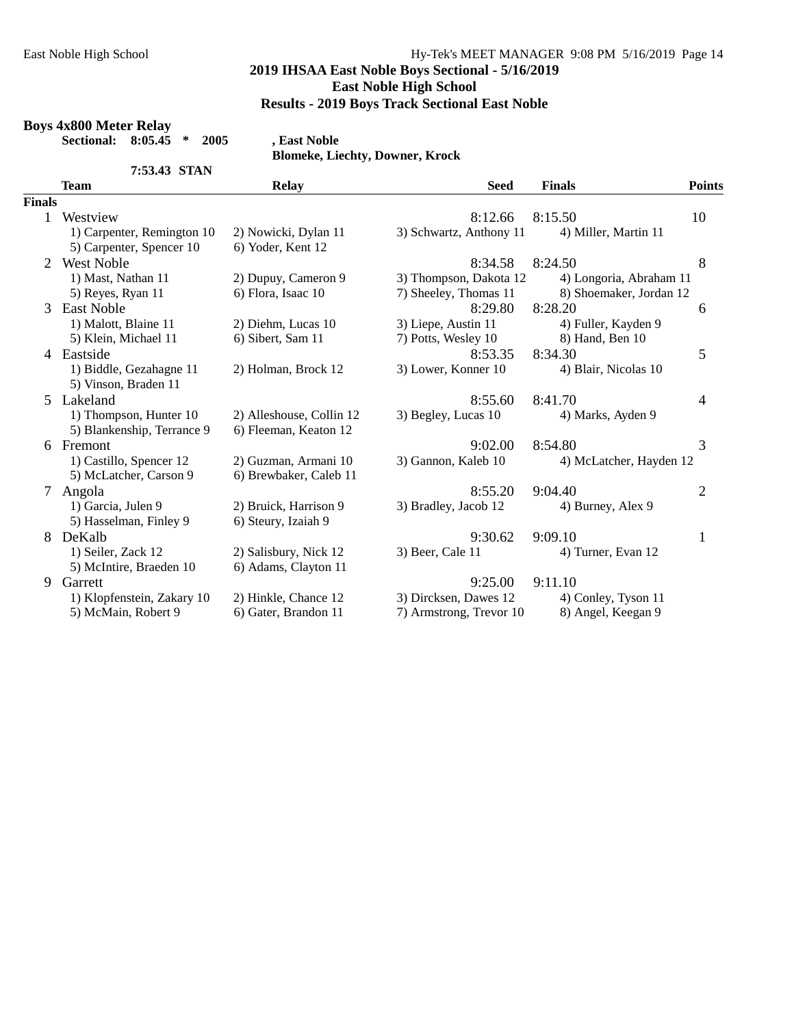## 2019 IHSAA East Noble Boys Sectional - 5/16/2019
### East Noble High School
### Results - 2019 Boys Track Sectional East Noble

**Boys 4x800 Meter Relay**

**Sectional: 8:05.45 * 2005 , East Noble**
**Blomeke, Liechty, Downer, Krock**

**7:53.43 STAN**

| | Team | Relay | Seed | Finals | Points |
|---|---|---|---|---|---|
| **Finals** | | | | | |
| 1 | Westview | | 8:12.66 | 8:15.50 | 10 |
| | 1) Carpenter, Remington 10 | 2) Nowicki, Dylan 11 | 3) Schwartz, Anthony 11 | 4) Miller, Martin 11 | |
| | 5) Carpenter, Spencer 10 | 6) Yoder, Kent 12 | | | |
| 2 | West Noble | | 8:34.58 | 8:24.50 | 8 |
| | 1) Mast, Nathan 11 | 2) Dupuy, Cameron 9 | 3) Thompson, Dakota 12 | 4) Longoria, Abraham 11 | |
| | 5) Reyes, Ryan 11 | 6) Flora, Isaac 10 | 7) Sheeley, Thomas 11 | 8) Shoemaker, Jordan 12 | |
| 3 | East Noble | | 8:29.80 | 8:28.20 | 6 |
| | 1) Malott, Blaine 11 | 2) Diehm, Lucas 10 | 3) Liepe, Austin 11 | 4) Fuller, Kayden 9 | |
| | 5) Klein, Michael 11 | 6) Sibert, Sam 11 | 7) Potts, Wesley 10 | 8) Hand, Ben 10 | |
| 4 | Eastside | | 8:53.35 | 8:34.30 | 5 |
| | 1) Biddle, Gezahagne 11 | 2) Holman, Brock 12 | 3) Lower, Konner 10 | 4) Blair, Nicolas 10 | |
| | 5) Vinson, Braden 11 | | | | |
| 5 | Lakeland | | 8:55.60 | 8:41.70 | 4 |
| | 1) Thompson, Hunter 10 | 2) Alleshouse, Collin 12 | 3) Begley, Lucas 10 | 4) Marks, Ayden 9 | |
| | 5) Blankenship, Terrance 9 | 6) Fleeman, Keaton 12 | | | |
| 6 | Fremont | | 9:02.00 | 8:54.80 | 3 |
| | 1) Castillo, Spencer 12 | 2) Guzman, Armani 10 | 3) Gannon, Kaleb 10 | 4) McLatcher, Hayden 12 | |
| | 5) McLatcher, Carson 9 | 6) Brewbaker, Caleb 11 | | | |
| 7 | Angola | | 8:55.20 | 9:04.40 | 2 |
| | 1) Garcia, Julen 9 | 2) Bruick, Harrison 9 | 3) Bradley, Jacob 12 | 4) Burney, Alex 9 | |
| | 5) Hasselman, Finley 9 | 6) Steury, Izaiah 9 | | | |
| 8 | DeKalb | | 9:30.62 | 9:09.10 | 1 |
| | 1) Seiler, Zack 12 | 2) Salisbury, Nick 12 | 3) Beer, Cale 11 | 4) Turner, Evan 12 | |
| | 5) McIntire, Braeden 10 | 6) Adams, Clayton 11 | | | |
| 9 | Garrett | | 9:25.00 | 9:11.10 | |
| | 1) Klopfenstein, Zakary 10 | 2) Hinkle, Chance 12 | 3) Dircksen, Dawes 12 | 4) Conley, Tyson 11 | |
| | 5) McMain, Robert 9 | 6) Gater, Brandon 11 | 7) Armstrong, Trevor 10 | 8) Angel, Keegan 9 | |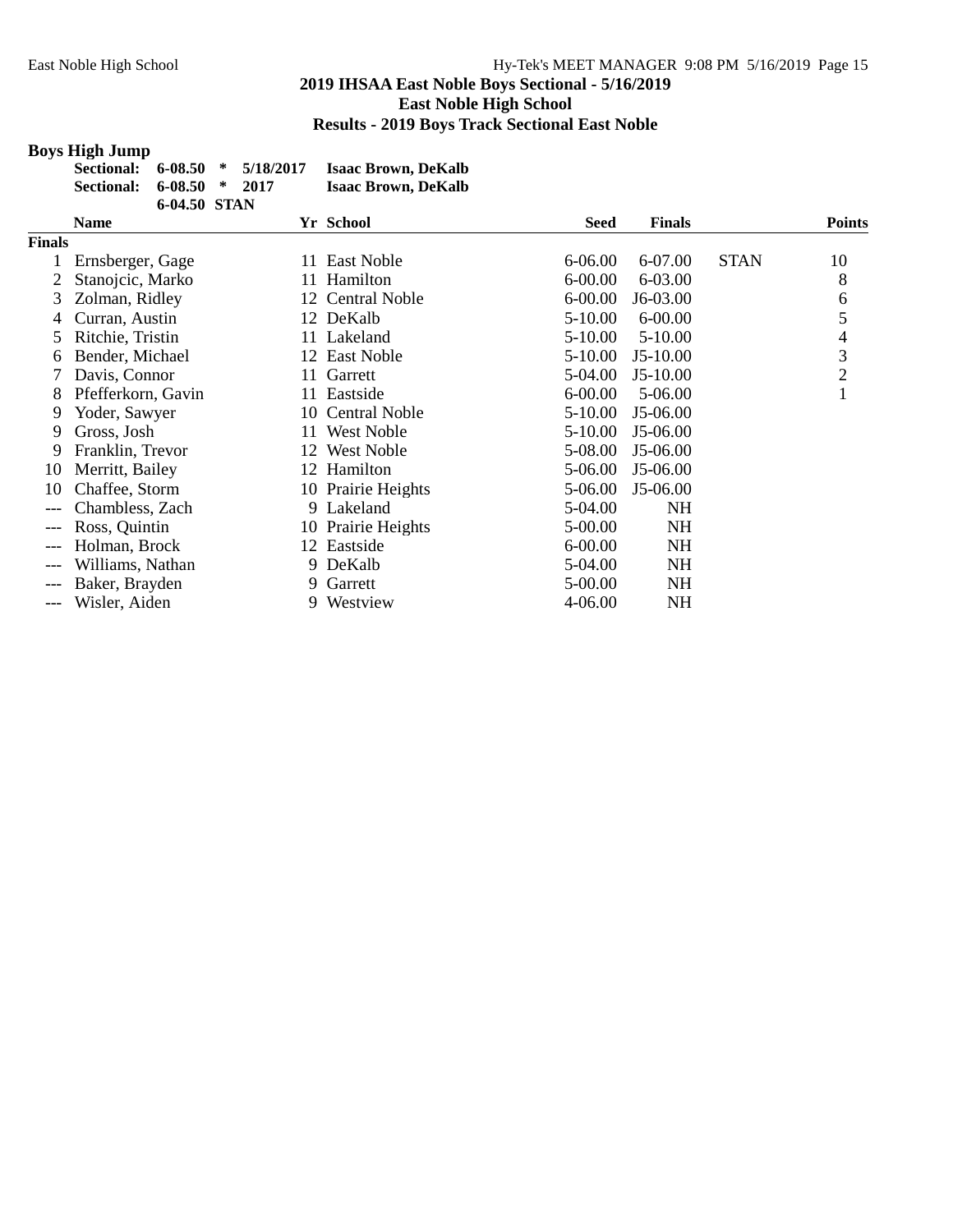**2019 IHSAA East Noble Boys Sectional - 5/16/2019**
**East Noble High School**
**Results - 2019 Boys Track Sectional East Noble**

### Boys High Jump

| | | | | |
|---|---|---|---|---|
| **Sectional:** | **6-08.50** | * | **5/18/2017** | **Isaac Brown, DeKalb** |
| **Sectional:** | **6-08.50** | * | **2017** | **Isaac Brown, DeKalb** |
| | **6-04.50** | **STAN** | | |

| | Name | Yr | School | Seed | Finals | | Points |
|---|---|---|---|---|---|---|---|
| **Finals** | | | | | | | |
| 1 | Ernsberger, Gage | 11 | East Noble | 6-06.00 | 6-07.00 | STAN | 10 |
| 2 | Stanojcic, Marko | 11 | Hamilton | 6-00.00 | 6-03.00 | | 8 |
| 3 | Zolman, Ridley | 12 | Central Noble | 6-00.00 | J6-03.00 | | 6 |
| 4 | Curran, Austin | 12 | DeKalb | 5-10.00 | 6-00.00 | | 5 |
| 5 | Ritchie, Tristin | 11 | Lakeland | 5-10.00 | 5-10.00 | | 4 |
| 6 | Bender, Michael | 12 | East Noble | 5-10.00 | J5-10.00 | | 3 |
| 7 | Davis, Connor | 11 | Garrett | 5-04.00 | J5-10.00 | | 2 |
| 8 | Pfefferkorn, Gavin | 11 | Eastside | 6-00.00 | 5-06.00 | | 1 |
| 9 | Yoder, Sawyer | 10 | Central Noble | 5-10.00 | J5-06.00 | | |
| 9 | Gross, Josh | 11 | West Noble | 5-10.00 | J5-06.00 | | |
| 9 | Franklin, Trevor | 12 | West Noble | 5-08.00 | J5-06.00 | | |
| 10 | Merritt, Bailey | 12 | Hamilton | 5-06.00 | J5-06.00 | | |
| 10 | Chaffee, Storm | 10 | Prairie Heights | 5-06.00 | J5-06.00 | | |
| --- | Chambless, Zach | 9 | Lakeland | 5-04.00 | NH | | |
| --- | Ross, Quintin | 10 | Prairie Heights | 5-00.00 | NH | | |
| --- | Holman, Brock | 12 | Eastside | 6-00.00 | NH | | |
| --- | Williams, Nathan | 9 | DeKalb | 5-04.00 | NH | | |
| --- | Baker, Brayden | 9 | Garrett | 5-00.00 | NH | | |
| --- | Wisler, Aiden | 9 | Westview | 4-06.00 | NH | | |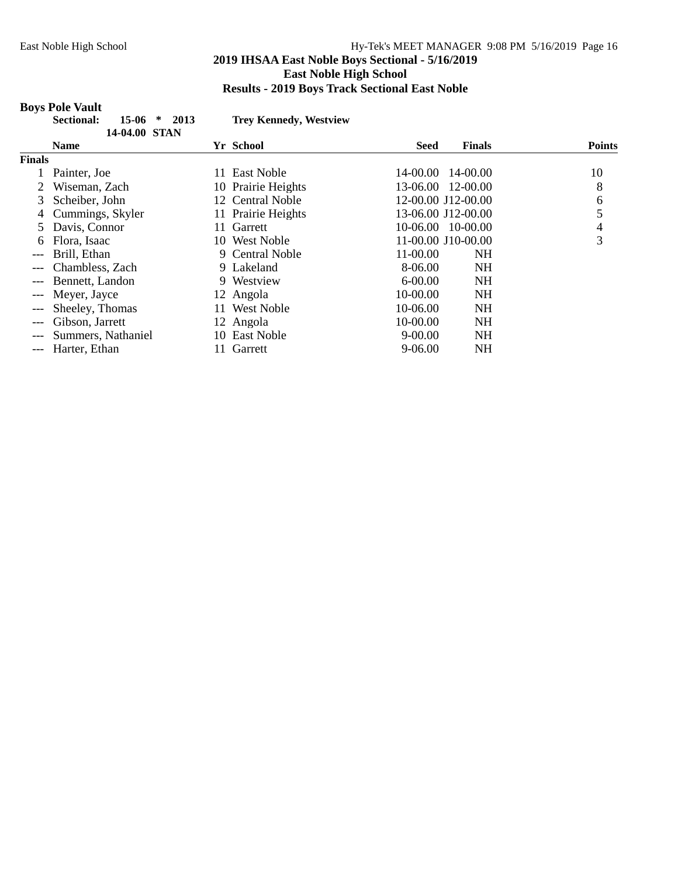## 2019 IHSAA East Noble Boys Sectional - 5/16/2019
## East Noble High School
## Results - 2019 Boys Track Sectional East Noble

### Boys Pole Vault

**Sectional: 15-06 * 2013 Trey Kennedy, Westview**
**14-04.00 STAN**

| | Name | Yr | School | Seed | Finals | Points |
|---|---|---|---|---|---|---|
| **Finals** | | | | | | |
| 1 | Painter, Joe | 11 | East Noble | 14-00.00 | 14-00.00 | 10 |
| 2 | Wiseman, Zach | 10 | Prairie Heights | 13-06.00 | 12-00.00 | 8 |
| 3 | Scheiber, John | 12 | Central Noble | 12-00.00 | J12-00.00 | 6 |
| 4 | Cummings, Skyler | 11 | Prairie Heights | 13-06.00 | J12-00.00 | 5 |
| 5 | Davis, Connor | 11 | Garrett | 10-06.00 | 10-00.00 | 4 |
| 6 | Flora, Isaac | 10 | West Noble | 11-00.00 | J10-00.00 | 3 |
| --- | Brill, Ethan | 9 | Central Noble | 11-00.00 | NH | |
| --- | Chambless, Zach | 9 | Lakeland | 8-06.00 | NH | |
| --- | Bennett, Landon | 9 | Westview | 6-00.00 | NH | |
| --- | Meyer, Jayce | 12 | Angola | 10-00.00 | NH | |
| --- | Sheeley, Thomas | 11 | West Noble | 10-06.00 | NH | |
| --- | Gibson, Jarrett | 12 | Angola | 10-00.00 | NH | |
| --- | Summers, Nathaniel | 10 | East Noble | 9-00.00 | NH | |
| --- | Harter, Ethan | 11 | Garrett | 9-06.00 | NH | |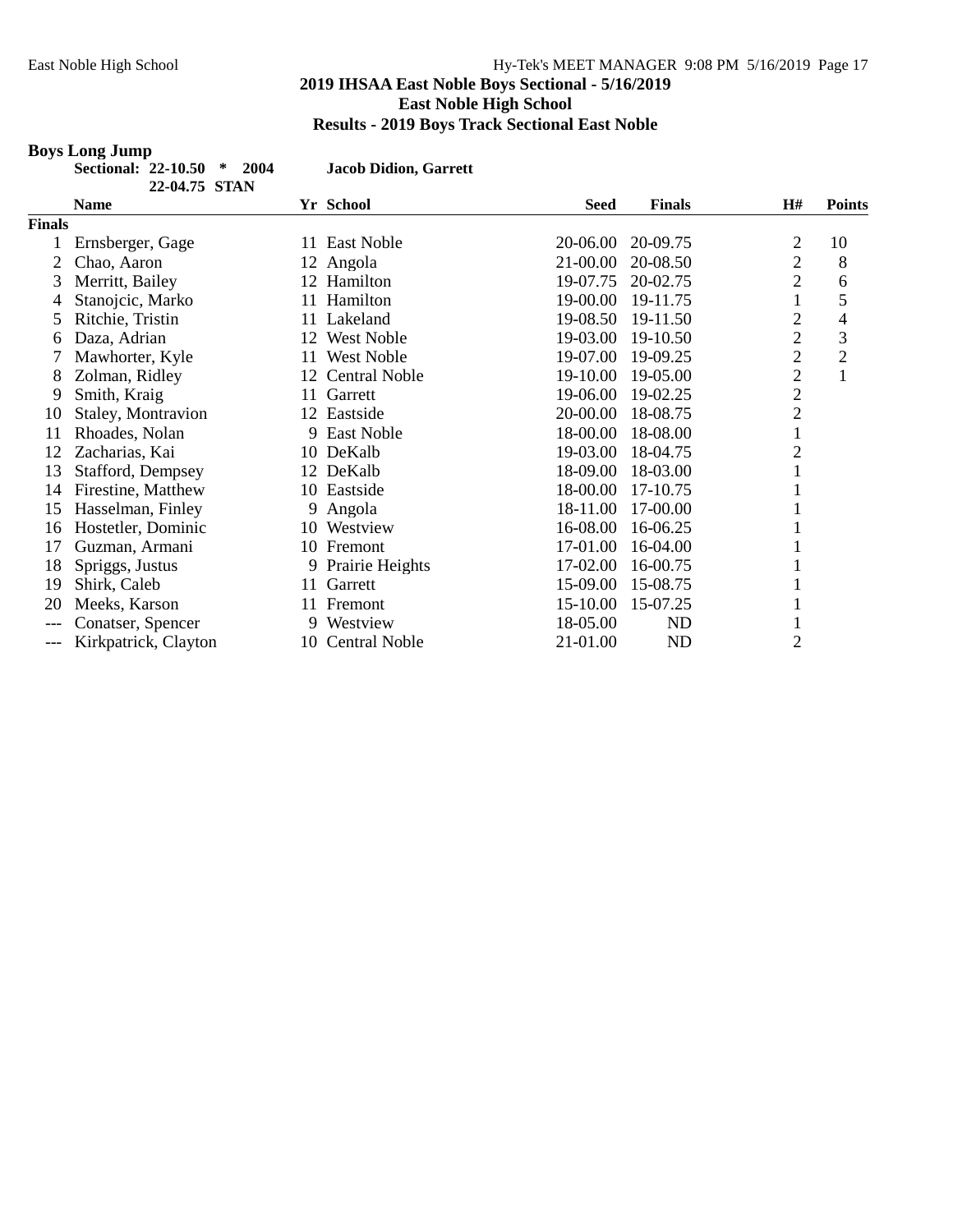## 2019 IHSAA East Noble Boys Sectional - 5/16/2019
## East Noble High School
## Results - 2019 Boys Track Sectional East Noble

### Boys Long Jump

**Sectional: 22-10.50 * 2004 Jacob Didion, Garrett**
**22-04.75 STAN**

| | Name | Yr | School | Seed | Finals | H# | Points |
|---|---|---|---|---|---|---|---|
| **Finals** | | | | | | | |
| 1 | Ernsberger, Gage | 11 | East Noble | 20-06.00 | 20-09.75 | 2 | 10 |
| 2 | Chao, Aaron | 12 | Angola | 21-00.00 | 20-08.50 | 2 | 8 |
| 3 | Merritt, Bailey | 12 | Hamilton | 19-07.75 | 20-02.75 | 2 | 6 |
| 4 | Stanojcic, Marko | 11 | Hamilton | 19-00.00 | 19-11.75 | 1 | 5 |
| 5 | Ritchie, Tristin | 11 | Lakeland | 19-08.50 | 19-11.50 | 2 | 4 |
| 6 | Daza, Adrian | 12 | West Noble | 19-03.00 | 19-10.50 | 2 | 3 |
| 7 | Mawhorter, Kyle | 11 | West Noble | 19-07.00 | 19-09.25 | 2 | 2 |
| 8 | Zolman, Ridley | 12 | Central Noble | 19-10.00 | 19-05.00 | 2 | 1 |
| 9 | Smith, Kraig | 11 | Garrett | 19-06.00 | 19-02.25 | 2 | |
| 10 | Staley, Montravion | 12 | Eastside | 20-00.00 | 18-08.75 | 2 | |
| 11 | Rhoades, Nolan | 9 | East Noble | 18-00.00 | 18-08.00 | 1 | |
| 12 | Zacharias, Kai | 10 | DeKalb | 19-03.00 | 18-04.75 | 2 | |
| 13 | Stafford, Dempsey | 12 | DeKalb | 18-09.00 | 18-03.00 | 1 | |
| 14 | Firestine, Matthew | 10 | Eastside | 18-00.00 | 17-10.75 | 1 | |
| 15 | Hasselman, Finley | 9 | Angola | 18-11.00 | 17-00.00 | 1 | |
| 16 | Hostetler, Dominic | 10 | Westview | 16-08.00 | 16-06.25 | 1 | |
| 17 | Guzman, Armani | 10 | Fremont | 17-01.00 | 16-04.00 | 1 | |
| 18 | Spriggs, Justus | 9 | Prairie Heights | 17-02.00 | 16-00.75 | 1 | |
| 19 | Shirk, Caleb | 11 | Garrett | 15-09.00 | 15-08.75 | 1 | |
| 20 | Meeks, Karson | 11 | Fremont | 15-10.00 | 15-07.25 | 1 | |
| --- | Conatser, Spencer | 9 | Westview | 18-05.00 | ND | 1 | |
| --- | Kirkpatrick, Clayton | 10 | Central Noble | 21-01.00 | ND | 2 | |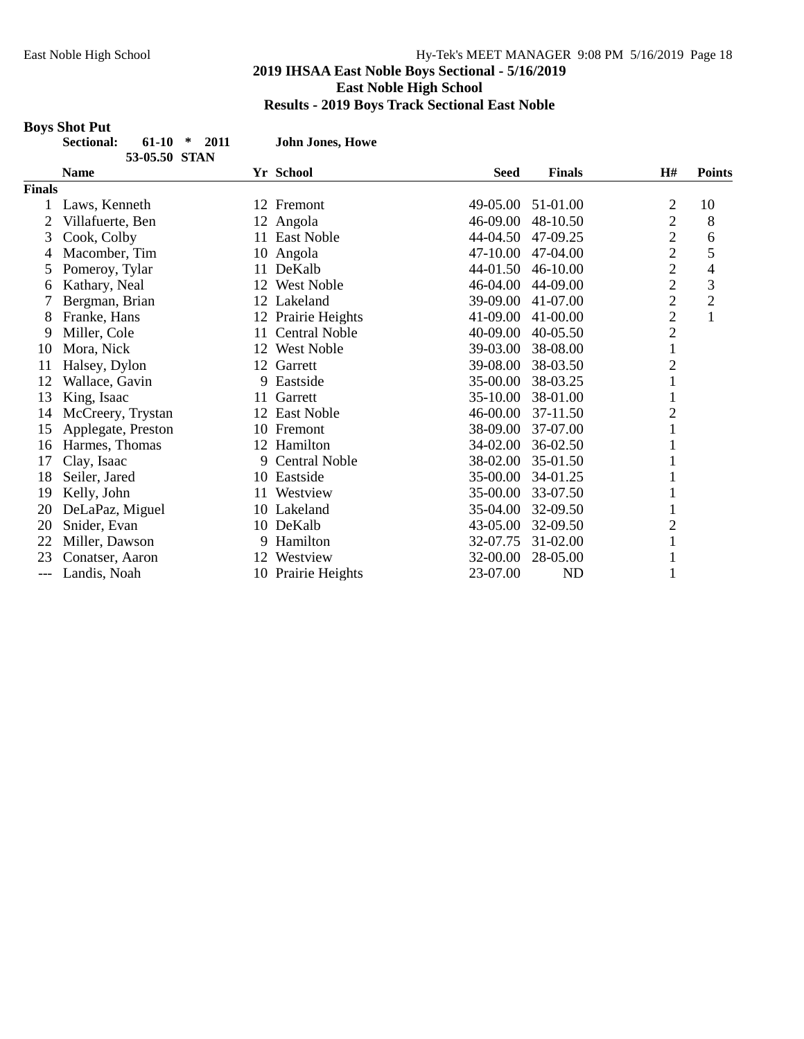## 2019 IHSAA East Noble Boys Sectional - 5/16/2019
## East Noble High School
## Results - 2019 Boys Track Sectional East Noble

### Boys Shot Put

**Sectional:** 61-10 * 2011 **John Jones, Howe**

53-05.50 STAN

| | Name | Yr | School | Seed | Finals | H# | Points |
|---|---|---|---|---|---|---|---|
| **Finals** | | | | | | | |
| 1 | Laws, Kenneth | 12 | Fremont | 49-05.00 | 51-01.00 | 2 | 10 |
| 2 | Villafuerte, Ben | 12 | Angola | 46-09.00 | 48-10.50 | 2 | 8 |
| 3 | Cook, Colby | 11 | East Noble | 44-04.50 | 47-09.25 | 2 | 6 |
| 4 | Macomber, Tim | 10 | Angola | 47-10.00 | 47-04.00 | 2 | 5 |
| 5 | Pomeroy, Tylar | 11 | DeKalb | 44-01.50 | 46-10.00 | 2 | 4 |
| 6 | Kathary, Neal | 12 | West Noble | 46-04.00 | 44-09.00 | 2 | 3 |
| 7 | Bergman, Brian | 12 | Lakeland | 39-09.00 | 41-07.00 | 2 | 2 |
| 8 | Franke, Hans | 12 | Prairie Heights | 41-09.00 | 41-00.00 | 2 | 1 |
| 9 | Miller, Cole | 11 | Central Noble | 40-09.00 | 40-05.50 | 2 | |
| 10 | Mora, Nick | 12 | West Noble | 39-03.00 | 38-08.00 | 1 | |
| 11 | Halsey, Dylon | 12 | Garrett | 39-08.00 | 38-03.50 | 2 | |
| 12 | Wallace, Gavin | 9 | Eastside | 35-00.00 | 38-03.25 | 1 | |
| 13 | King, Isaac | 11 | Garrett | 35-10.00 | 38-01.00 | 1 | |
| 14 | McCreery, Trystan | 12 | East Noble | 46-00.00 | 37-11.50 | 2 | |
| 15 | Applegate, Preston | 10 | Fremont | 38-09.00 | 37-07.00 | 1 | |
| 16 | Harmes, Thomas | 12 | Hamilton | 34-02.00 | 36-02.50 | 1 | |
| 17 | Clay, Isaac | 9 | Central Noble | 38-02.00 | 35-01.50 | 1 | |
| 18 | Seiler, Jared | 10 | Eastside | 35-00.00 | 34-01.25 | 1 | |
| 19 | Kelly, John | 11 | Westview | 35-00.00 | 33-07.50 | 1 | |
| 20 | DeLaPaz, Miguel | 10 | Lakeland | 35-04.00 | 32-09.50 | 1 | |
| 20 | Snider, Evan | 10 | DeKalb | 43-05.00 | 32-09.50 | 2 | |
| 22 | Miller, Dawson | 9 | Hamilton | 32-07.75 | 31-02.00 | 1 | |
| 23 | Conatser, Aaron | 12 | Westview | 32-00.00 | 28-05.00 | 1 | |
| --- | Landis, Noah | 10 | Prairie Heights | 23-07.00 | ND | 1 | |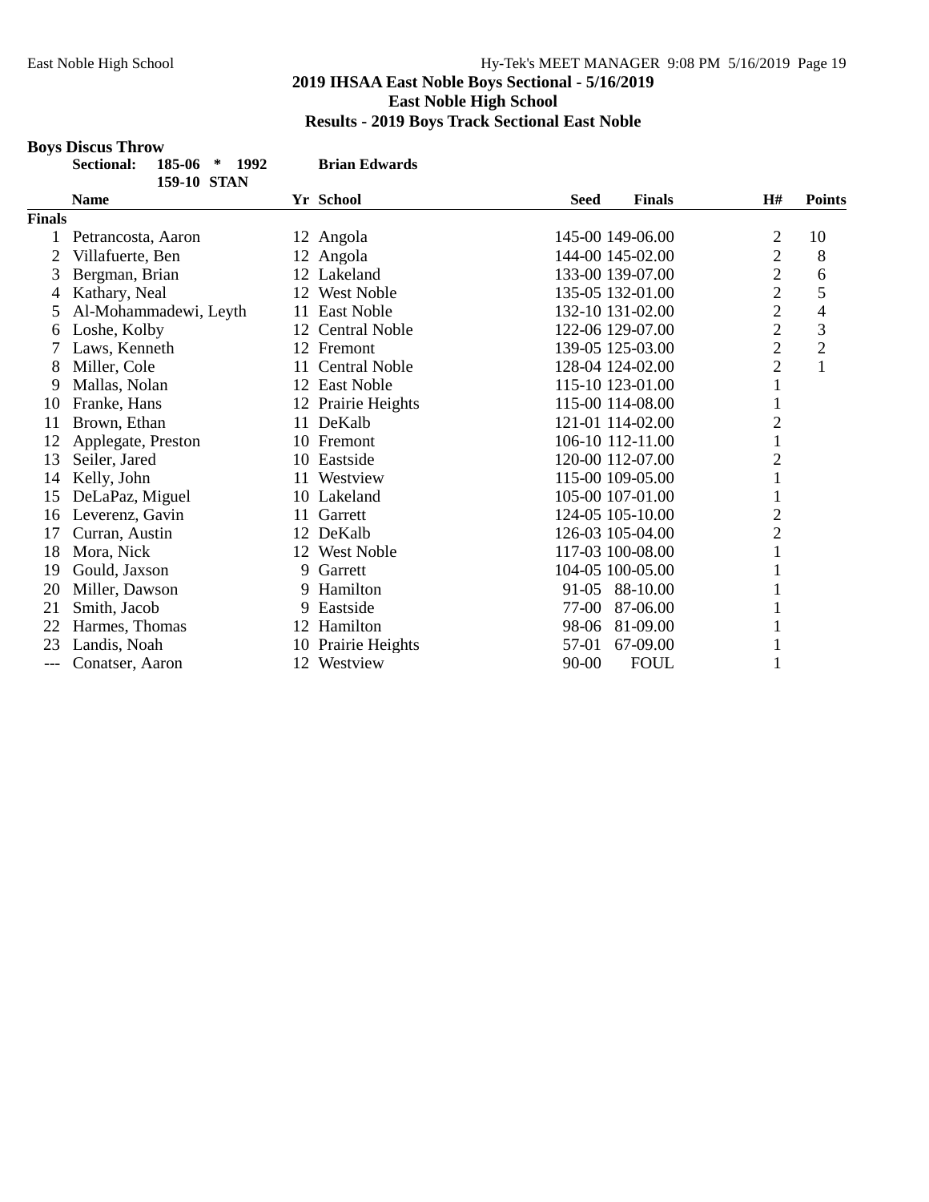**2019 IHSAA East Noble Boys Sectional - 5/16/2019**
**East Noble High School**
**Results - 2019 Boys Track Sectional East Noble**

### Boys Discus Throw

**Sectional:** **185-06 * 1992** **Brian Edwards**
**159-10 STAN**

| | Name | Yr | School | Seed | Finals | H# | Points |
|---|---|---|---|---|---|---|---|
| **Finals** | | | | | | | |
| 1 | Petrancosta, Aaron | 12 | Angola | 145-00 | 149-06.00 | 2 | 10 |
| 2 | Villafuerte, Ben | 12 | Angola | 144-00 | 145-02.00 | 2 | 8 |
| 3 | Bergman, Brian | 12 | Lakeland | 133-00 | 139-07.00 | 2 | 6 |
| 4 | Kathary, Neal | 12 | West Noble | 135-05 | 132-01.00 | 2 | 5 |
| 5 | Al-Mohammadewi, Leyth | 11 | East Noble | 132-10 | 131-02.00 | 2 | 4 |
| 6 | Loshe, Kolby | 12 | Central Noble | 122-06 | 129-07.00 | 2 | 3 |
| 7 | Laws, Kenneth | 12 | Fremont | 139-05 | 125-03.00 | 2 | 2 |
| 8 | Miller, Cole | 11 | Central Noble | 128-04 | 124-02.00 | 2 | 1 |
| 9 | Mallas, Nolan | 12 | East Noble | 115-10 | 123-01.00 | 1 | |
| 10 | Franke, Hans | 12 | Prairie Heights | 115-00 | 114-08.00 | 1 | |
| 11 | Brown, Ethan | 11 | DeKalb | 121-01 | 114-02.00 | 2 | |
| 12 | Applegate, Preston | 10 | Fremont | 106-10 | 112-11.00 | 1 | |
| 13 | Seiler, Jared | 10 | Eastside | 120-00 | 112-07.00 | 2 | |
| 14 | Kelly, John | 11 | Westview | 115-00 | 109-05.00 | 1 | |
| 15 | DeLaPaz, Miguel | 10 | Lakeland | 105-00 | 107-01.00 | 1 | |
| 16 | Leverenz, Gavin | 11 | Garrett | 124-05 | 105-10.00 | 2 | |
| 17 | Curran, Austin | 12 | DeKalb | 126-03 | 105-04.00 | 2 | |
| 18 | Mora, Nick | 12 | West Noble | 117-03 | 100-08.00 | 1 | |
| 19 | Gould, Jaxson | 9 | Garrett | 104-05 | 100-05.00 | 1 | |
| 20 | Miller, Dawson | 9 | Hamilton | 91-05 | 88-10.00 | 1 | |
| 21 | Smith, Jacob | 9 | Eastside | 77-00 | 87-06.00 | 1 | |
| 22 | Harmes, Thomas | 12 | Hamilton | 98-06 | 81-09.00 | 1 | |
| 23 | Landis, Noah | 10 | Prairie Heights | 57-01 | 67-09.00 | 1 | |
| --- | Conatser, Aaron | 12 | Westview | 90-00 | FOUL | 1 | |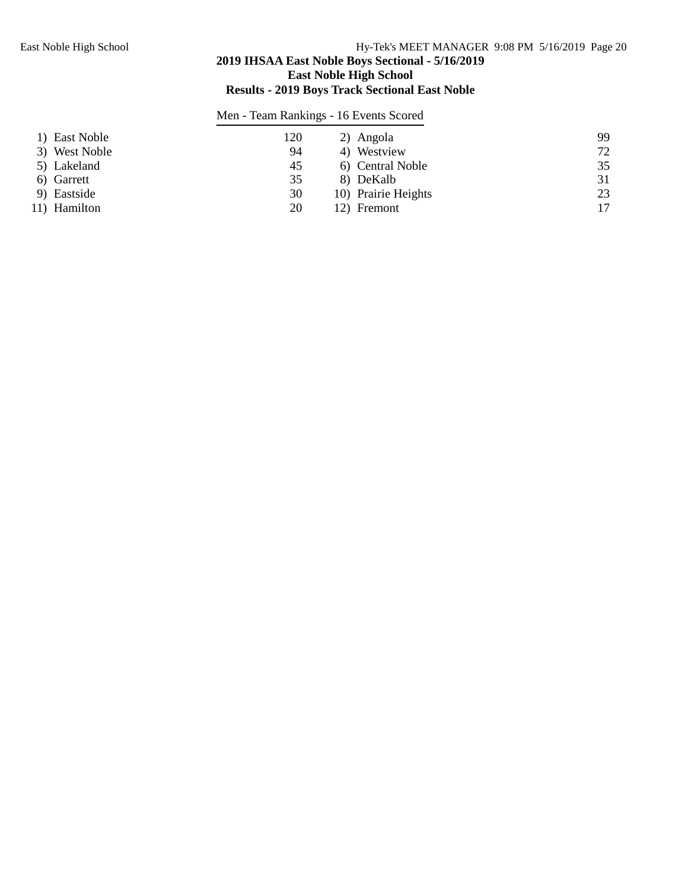## 2019 IHSAA East Noble Boys Sectional - 5/16/2019
## East Noble High School
## Results - 2019 Boys Track Sectional East Noble

### Men - Team Rankings - 16 Events Scored

| | | | | | |
|---|---|---|---|---|---|
| 1) | East Noble | 120 | 2) | Angola | 99 |
| 3) | West Noble | 94 | 4) | Westview | 72 |
| 5) | Lakeland | 45 | 6) | Central Noble | 35 |
| 6) | Garrett | 35 | 8) | DeKalb | 31 |
| 9) | Eastside | 30 | 10) | Prairie Heights | 23 |
| 11) | Hamilton | 20 | 12) | Fremont | 17 |